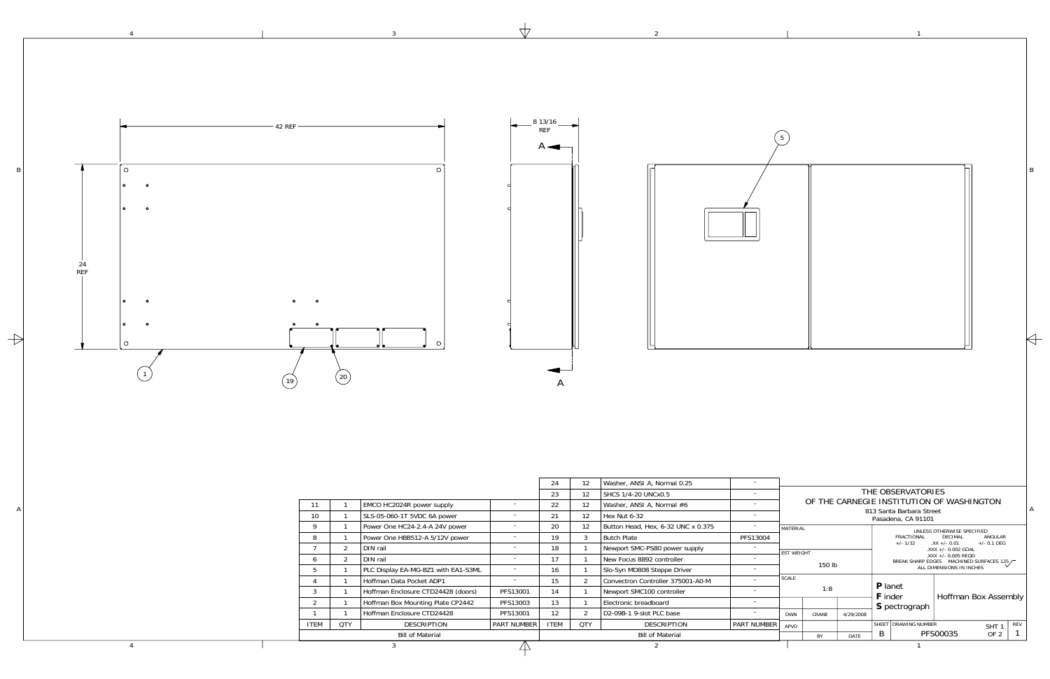42 REF

24 REF

8 13/16 REF

A

A

1

19

20

5

| ITEM | QTY | DESCRIPTION | PART NUMBER |
|---|---|---|---|
| 11 | 1 | EMCO HC2024R power supply | - |
| 10 | 1 | SLS-05-060-1T 5VDC 6A power | - |
| 9 | 1 | Power One HC24-2.4-A 24V power | - |
| 8 | 1 | Power One HBB512-A 5/12V power | - |
| 7 | 2 | DIN rail | - |
| 6 | 2 | DIN rail | - |
| 5 | 1 | PLC Display EA-MG-BZ1 with EA1-S3ML | - |
| 4 | 1 | Hoffman Data Pocket ADP1 | - |
| 3 | 1 | Hoffman Enclosure CTD24428 (doors) | PFS13001 |
| 2 | 1 | Hoffman Box Mounting Plate CP2442 | PFS13003 |
| 1 | 1 | Hoffman Enclosure CTD24428 | PFS13001 |

Bill of Material

| ITEM | QTY | DESCRIPTION | PART NUMBER |
|---|---|---|---|
| 24 | 12 | Washer, ANSI A, Normal 0.25 | - |
| 23 | 12 | SHCS 1/4-20 UNCx0.5 | - |
| 22 | 12 | Washer, ANSI A, Normal #6 | - |
| 21 | 12 | Hex Nut 6-32 | - |
| 20 | 12 | Button Head, Hex, 6-32 UNC x 0.375 | - |
| 19 | 3 | Butch Plate | PFS13004 |
| 18 | 1 | Newport SMC-PS80 power supply | - |
| 17 | 1 | New Focus 8892 controller | - |
| 16 | 1 | Slo-Syn MD808 Steppe Driver | - |
| 15 | 2 | Convectron Controller 375001-A0-M | - |
| 14 | 1 | Newport SMC100 controller | - |
| 13 | 1 | Electronic breadboard | - |
| 12 | 2 | D2-09B-1 9-slot PLC base | - |

Bill of Material

THE OBSERVATORIES
OF THE CARNEGIE INSTITUTION OF WASHINGTON
813 Santa Barbara Street
Pasadena, CA 91101

MATERIAL

EST WEIGHT: 150 lb

SCALE: 1:8

UNLESS OTHERWISE SPECIFIED
FRACTIONAL +/- 1/32
DECIMAL .XX +/- 0.01, .XXX +/- 0.002 GOAL, .XXX +/- 0.005 REQD
ANGULAR +/- 0.1 DEG
BREAK SHARP EDGES MACHINED SURFACES 125
ALL DIMENSIONS IN INCHES

**P**lanet
**F**inder
**S**pectrograph

Hoffman Box Assembly

| | BY | DATE |
|---|---|---|
| DWN | CRANE | 4/29/2008 |
| APVD | | |

SHEET: B | DRAWING NUMBER: PFS00035 | SHT 1 OF 2 | REV 1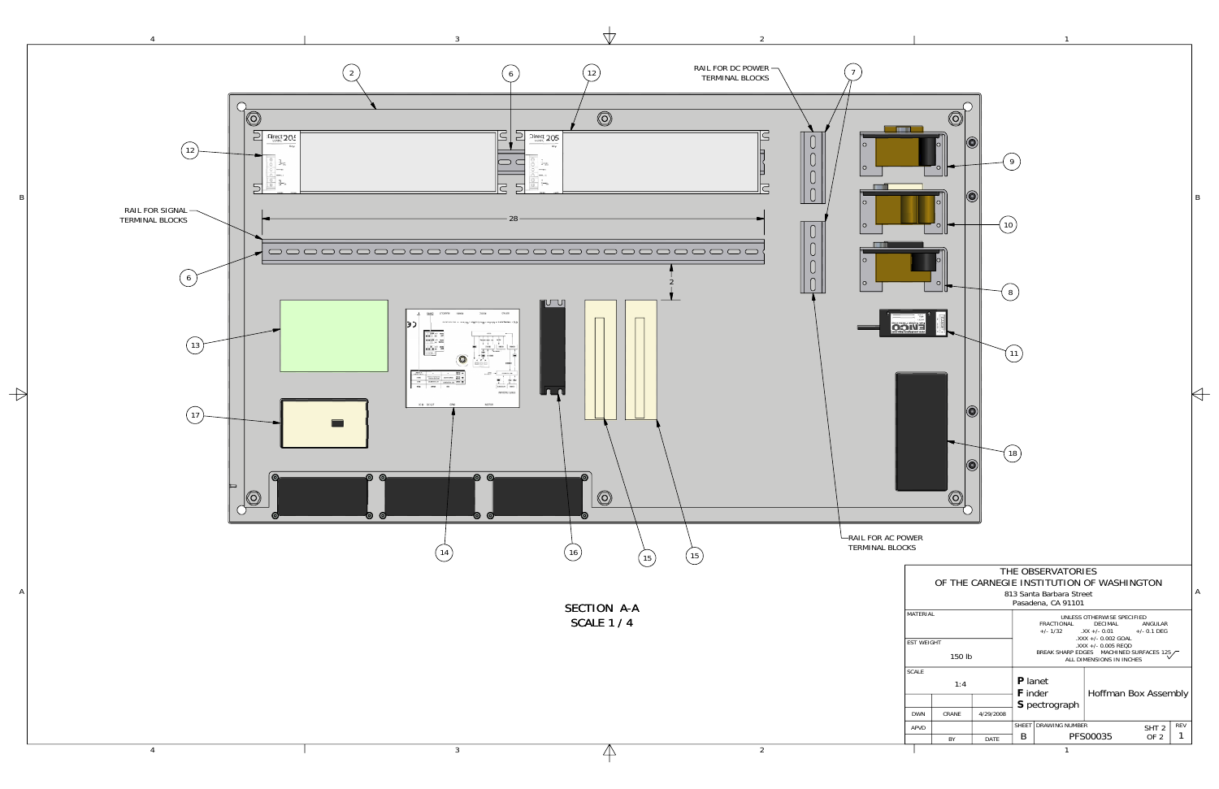RAIL FOR DC POWER TERMINAL BLOCKS

RAIL FOR SIGNAL TERMINAL BLOCKS

RAIL FOR AC POWER TERMINAL BLOCKS

28

2

2 6 12 7 12 9 10 8 11 6 13 17 18 14 16 15 15

SECTION A-A
SCALE 1 / 4

THE OBSERVATORIES
OF THE CARNEGIE INSTITUTION OF WASHINGTON
813 Santa Barbara Street
Pasadena, CA 91101

| | | | | |
|---|---|---|---|---|
| MATERIAL | | | UNLESS OTHERWISE SPECIFIED<br>FRACTIONAL +/- 1/32<br>DECIMAL .XX +/- 0.01, .XXX +/- 0.002 GOAL, .XXX +/- 0.005 REQD<br>ANGULAR +/- 0.1 DEG<br>BREAK SHARP EDGES MACHINED SURFACES 125<br>ALL DIMENSIONS IN INCHES | |
| EST WEIGHT 150 lb | | | | |
| SCALE 1:4 | | | **P** lanet **F** inder **S** pectrograph | Hoffman Box Assembly |
| DWN | CRANE | 4/29/2008 | | |
| APVD | | | SHEET B | DRAWING NUMBER PFS00035 — SHT 2 OF 2 — REV 1 |
| | BY | DATE | | |